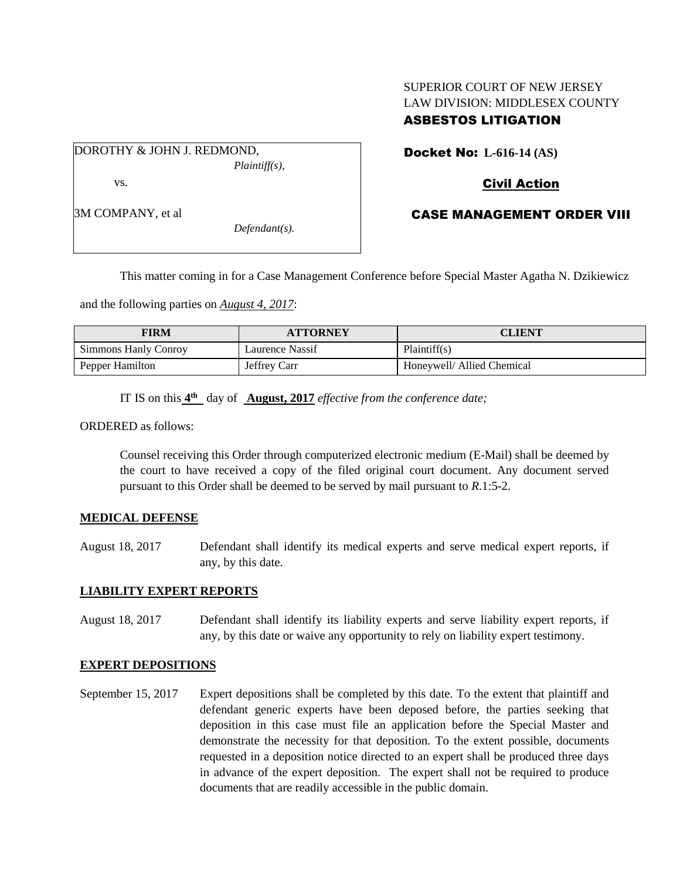SUPERIOR COURT OF NEW JERSEY
LAW DIVISION: MIDDLESEX COUNTY

**ASBESTOS LITIGATION**

DOROTHY & JOHN J. REDMOND,
*Plaintiff(s),*

vs.

3M COMPANY, et al
*Defendant(s).*

**Docket No: L-616-14 (AS)**

**Civil Action**

**CASE MANAGEMENT ORDER VIII**

This matter coming in for a Case Management Conference before Special Master Agatha N. Dzikiewicz and the following parties on *August 4, 2017*:

| FIRM | ATTORNEY | CLIENT |
|---|---|---|
| Simmons Hanly Conroy | Laurence Nassif | Plaintiff(s) |
| Pepper Hamilton | Jeffrey Carr | Honeywell/ Allied Chemical |

IT IS on this **4th** day of **August, 2017** *effective from the conference date;*

ORDERED as follows:

Counsel receiving this Order through computerized electronic medium (E-Mail) shall be deemed by the court to have received a copy of the filed original court document. Any document served pursuant to this Order shall be deemed to be served by mail pursuant to *R*.1:5-2.

**MEDICAL DEFENSE**

August 18, 2017 Defendant shall identify its medical experts and serve medical expert reports, if any, by this date.

**LIABILITY EXPERT REPORTS**

August 18, 2017 Defendant shall identify its liability experts and serve liability expert reports, if any, by this date or waive any opportunity to rely on liability expert testimony.

**EXPERT DEPOSITIONS**

September 15, 2017 Expert depositions shall be completed by this date. To the extent that plaintiff and defendant generic experts have been deposed before, the parties seeking that deposition in this case must file an application before the Special Master and demonstrate the necessity for that deposition. To the extent possible, documents requested in a deposition notice directed to an expert shall be produced three days in advance of the expert deposition. The expert shall not be required to produce documents that are readily accessible in the public domain.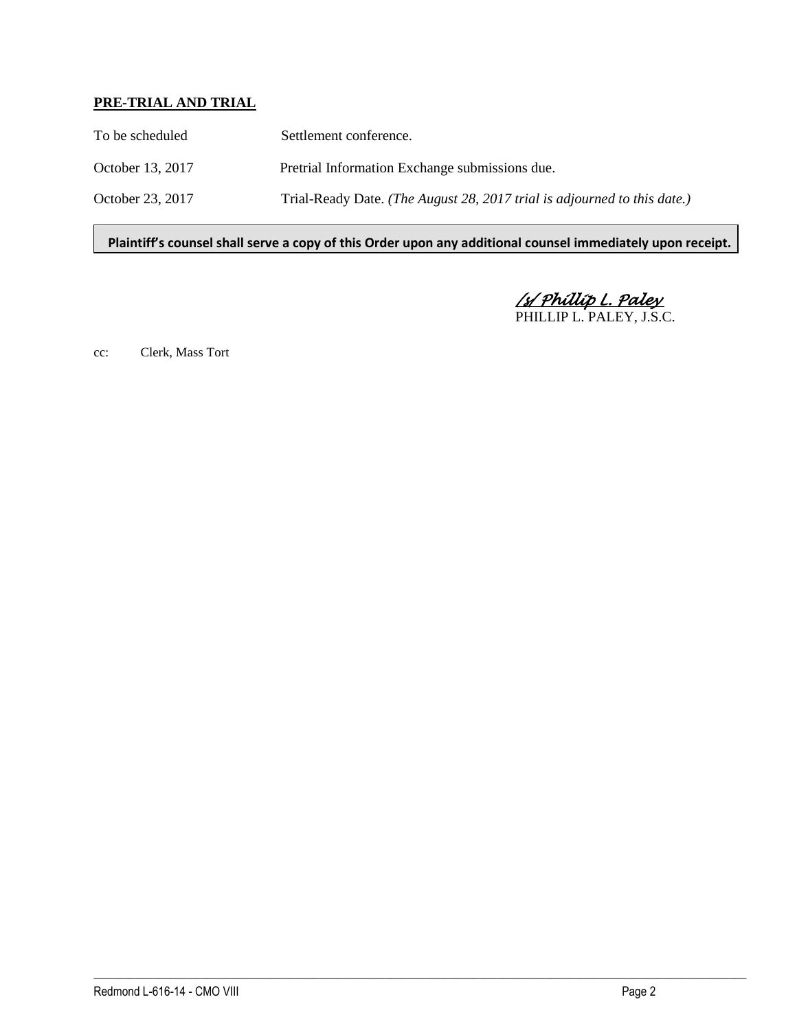**PRE-TRIAL AND TRIAL**

| | |
|---|---|
| To be scheduled | Settlement conference. |
| October 13, 2017 | Pretrial Information Exchange submissions due. |
| October 23, 2017 | Trial-Ready Date. *(The August 28, 2017 trial is adjourned to this date.)* |

**Plaintiff's counsel shall serve a copy of this Order upon any additional counsel immediately upon receipt.**

*/s/ Phillip L. Paley*
PHILLIP L. PALEY, J.S.C.

cc: Clerk, Mass Tort